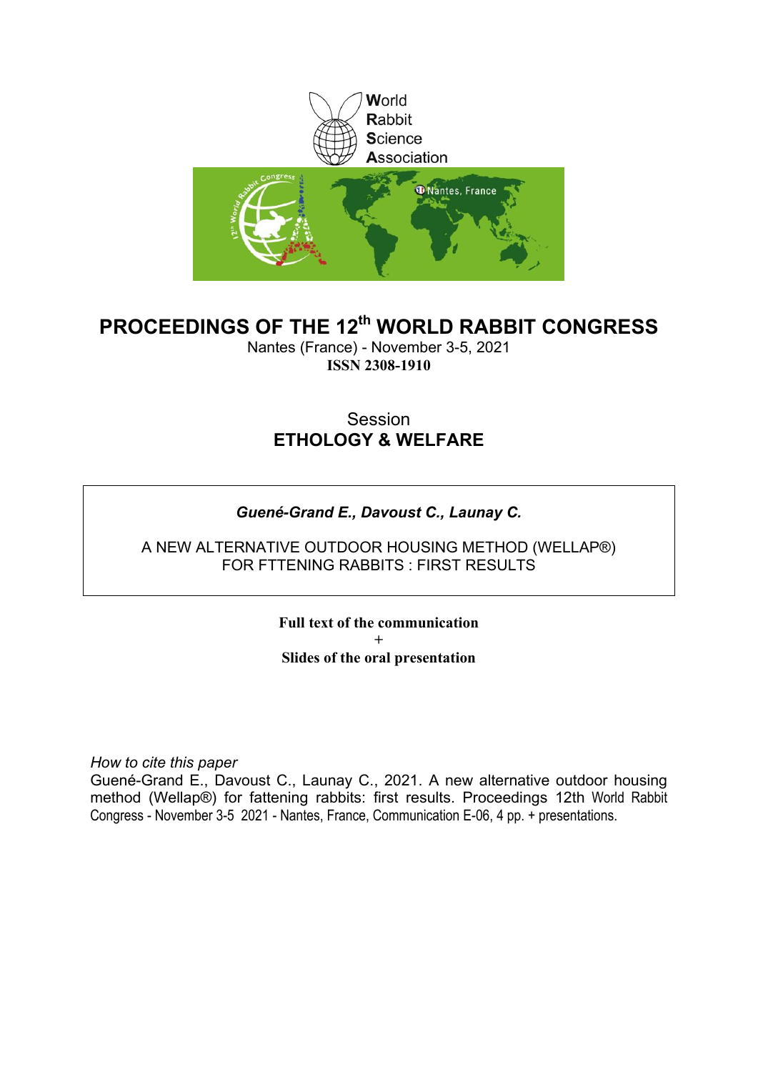World
Rabbit
Science
Association

# PROCEEDINGS OF THE 12th WORLD RABBIT CONGRESS

Nantes (France) - November 3-5, 2021

**ISSN 2308-1910**

Session

**ETHOLOGY & WELFARE**

***Guené-Grand E., Davoust C., Launay C.***

A NEW ALTERNATIVE OUTDOOR HOUSING METHOD (WELLAP®) FOR FTTENING RABBITS : FIRST RESULTS

**Full text of the communication**
**+**
**Slides of the oral presentation**

*How to cite this paper*

Guené-Grand E., Davoust C., Launay C., 2021. A new alternative outdoor housing method (Wellap®) for fattening rabbits: first results. Proceedings 12th World Rabbit Congress - November 3-5 2021 - Nantes, France, Communication E-06, 4 pp. + presentations.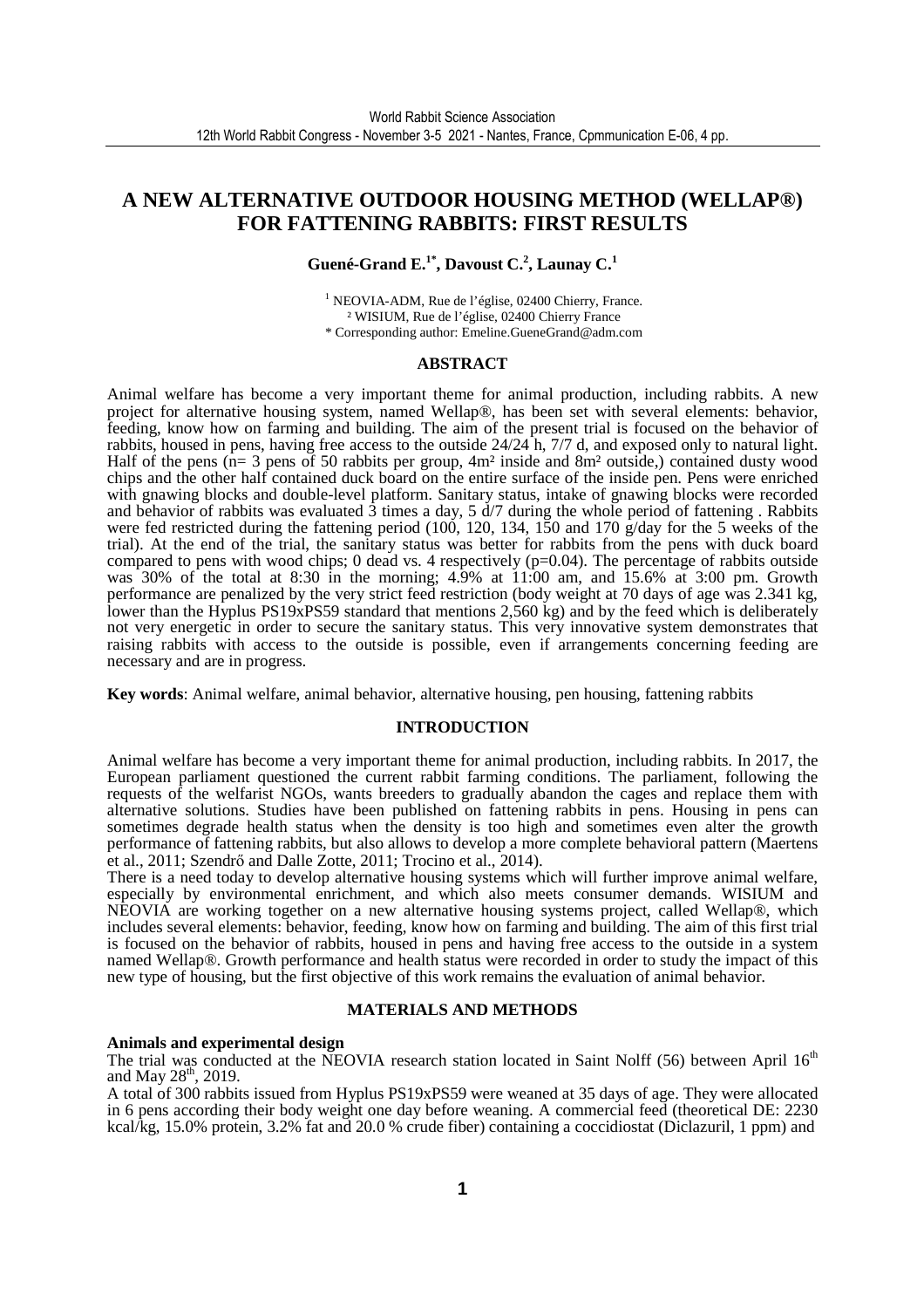# A NEW ALTERNATIVE OUTDOOR HOUSING METHOD (WELLAP®) FOR FATTENING RABBITS: FIRST RESULTS

**Guené-Grand E.[1*], Davoust C.[2], Launay C.[1]**

[1] NEOVIA-ADM, Rue de l'église, 02400 Chierry, France.
[2] WISIUM, Rue de l'église, 02400 Chierry France
* Corresponding author: Emeline.GueneGrand@adm.com

## ABSTRACT

Animal welfare has become a very important theme for animal production, including rabbits. A new project for alternative housing system, named Wellap®, has been set with several elements: behavior, feeding, know how on farming and building. The aim of the present trial is focused on the behavior of rabbits, housed in pens, having free access to the outside 24/24 h, 7/7 d, and exposed only to natural light. Half of the pens (n= 3 pens of 50 rabbits per group, 4m² inside and 8m² outside,) contained dusty wood chips and the other half contained duck board on the entire surface of the inside pen. Pens were enriched with gnawing blocks and double-level platform. Sanitary status, intake of gnawing blocks were recorded and behavior of rabbits was evaluated 3 times a day, 5 d/7 during the whole period of fattening . Rabbits were fed restricted during the fattening period (100, 120, 134, 150 and 170 g/day for the 5 weeks of the trial). At the end of the trial, the sanitary status was better for rabbits from the pens with duck board compared to pens with wood chips; 0 dead vs. 4 respectively (p=0.04). The percentage of rabbits outside was 30% of the total at 8:30 in the morning; 4.9% at 11:00 am, and 15.6% at 3:00 pm. Growth performance are penalized by the very strict feed restriction (body weight at 70 days of age was 2.341 kg, lower than the Hyplus PS19xPS59 standard that mentions 2,560 kg) and by the feed which is deliberately not very energetic in order to secure the sanitary status. This very innovative system demonstrates that raising rabbits with access to the outside is possible, even if arrangements concerning feeding are necessary and are in progress.

**Key words**: Animal welfare, animal behavior, alternative housing, pen housing, fattening rabbits

## INTRODUCTION

Animal welfare has become a very important theme for animal production, including rabbits. In 2017, the European parliament questioned the current rabbit farming conditions. The parliament, following the requests of the welfarist NGOs, wants breeders to gradually abandon the cages and replace them with alternative solutions. Studies have been published on fattening rabbits in pens. Housing in pens can sometimes degrade health status when the density is too high and sometimes even alter the growth performance of fattening rabbits, but also allows to develop a more complete behavioral pattern (Maertens et al., 2011; Szendrő and Dalle Zotte, 2011; Trocino et al., 2014).

There is a need today to develop alternative housing systems which will further improve animal welfare, especially by environmental enrichment, and which also meets consumer demands. WISIUM and NEOVIA are working together on a new alternative housing systems project, called Wellap®, which includes several elements: behavior, feeding, know how on farming and building. The aim of this first trial is focused on the behavior of rabbits, housed in pens and having free access to the outside in a system named Wellap®. Growth performance and health status were recorded in order to study the impact of this new type of housing, but the first objective of this work remains the evaluation of animal behavior.

## MATERIALS AND METHODS

### Animals and experimental design

The trial was conducted at the NEOVIA research station located in Saint Nolff (56) between April 16th and May 28th, 2019.

A total of 300 rabbits issued from Hyplus PS19xPS59 were weaned at 35 days of age. They were allocated in 6 pens according their body weight one day before weaning. A commercial feed (theoretical DE: 2230 kcal/kg, 15.0% protein, 3.2% fat and 20.0 % crude fiber) containing a coccidiostat (Diclazuril, 1 ppm) and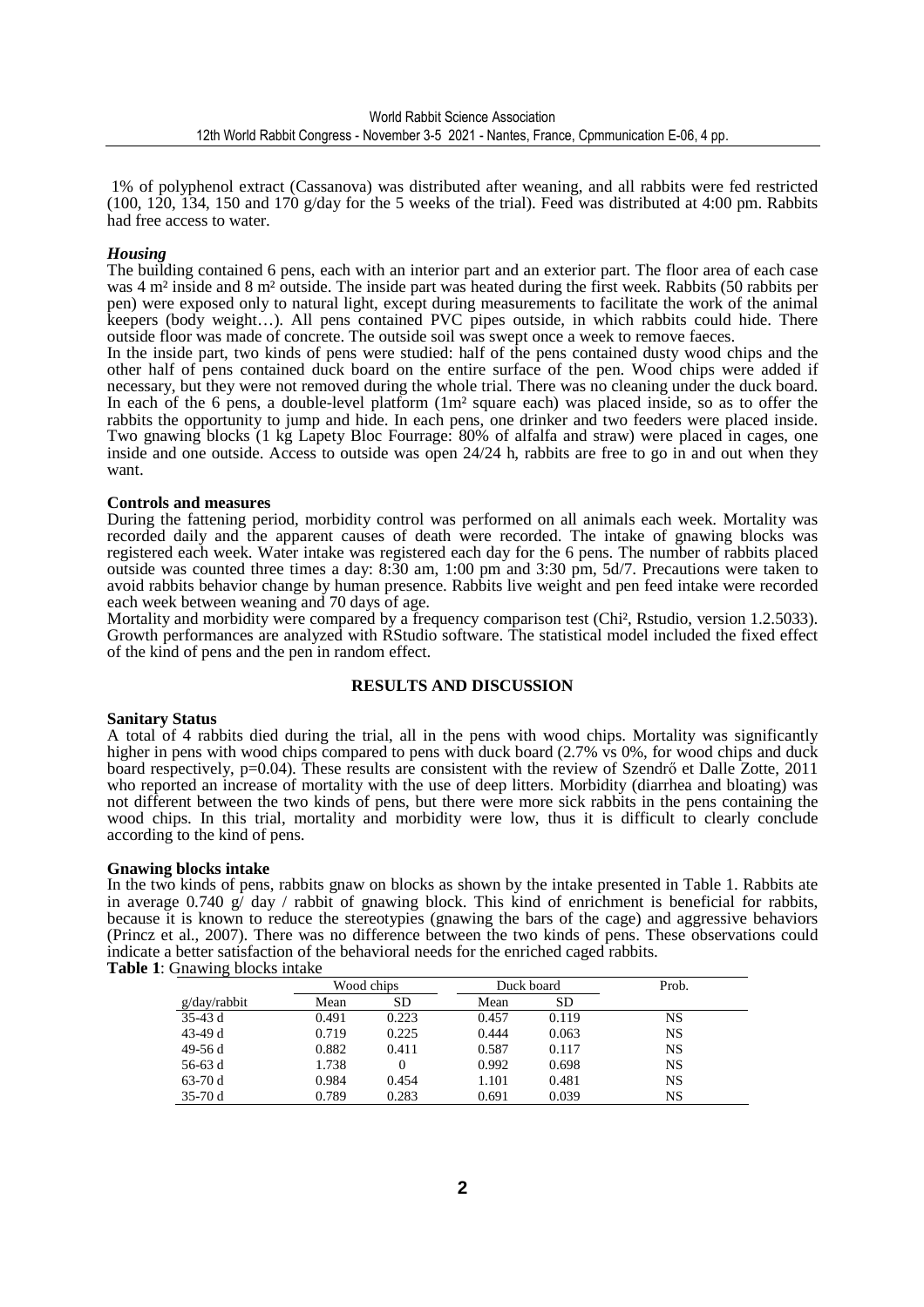1% of polyphenol extract (Cassanova) was distributed after weaning, and all rabbits were fed restricted (100, 120, 134, 150 and 170 g/day for the 5 weeks of the trial). Feed was distributed at 4:00 pm. Rabbits had free access to water.

***Housing***

The building contained 6 pens, each with an interior part and an exterior part. The floor area of each case was 4 m² inside and 8 m² outside. The inside part was heated during the first week. Rabbits (50 rabbits per pen) were exposed only to natural light, except during measurements to facilitate the work of the animal keepers (body weight…). All pens contained PVC pipes outside, in which rabbits could hide. There outside floor was made of concrete. The outside soil was swept once a week to remove faeces.

In the inside part, two kinds of pens were studied: half of the pens contained dusty wood chips and the other half of pens contained duck board on the entire surface of the pen. Wood chips were added if necessary, but they were not removed during the whole trial. There was no cleaning under the duck board. In each of the 6 pens, a double-level platform (1m² square each) was placed inside, so as to offer the rabbits the opportunity to jump and hide. In each pens, one drinker and two feeders were placed inside. Two gnawing blocks (1 kg Lapety Bloc Fourrage: 80% of alfalfa and straw) were placed in cages, one inside and one outside. Access to outside was open 24/24 h, rabbits are free to go in and out when they want.

**Controls and measures**

During the fattening period, morbidity control was performed on all animals each week. Mortality was recorded daily and the apparent causes of death were recorded. The intake of gnawing blocks was registered each week. Water intake was registered each day for the 6 pens. The number of rabbits placed outside was counted three times a day: 8:30 am, 1:00 pm and 3:30 pm, 5d/7. Precautions were taken to avoid rabbits behavior change by human presence. Rabbits live weight and pen feed intake were recorded each week between weaning and 70 days of age.

Mortality and morbidity were compared by a frequency comparison test (Chi², Rstudio, version 1.2.5033). Growth performances are analyzed with RStudio software. The statistical model included the fixed effect of the kind of pens and the pen in random effect.

## RESULTS AND DISCUSSION

**Sanitary Status**

A total of 4 rabbits died during the trial, all in the pens with wood chips. Mortality was significantly higher in pens with wood chips compared to pens with duck board (2.7% vs 0%, for wood chips and duck board respectively, p=0.04). These results are consistent with the review of Szendrő et Dalle Zotte, 2011 who reported an increase of mortality with the use of deep litters. Morbidity (diarrhea and bloating) was not different between the two kinds of pens, but there were more sick rabbits in the pens containing the wood chips. In this trial, mortality and morbidity were low, thus it is difficult to clearly conclude according to the kind of pens.

**Gnawing blocks intake**

In the two kinds of pens, rabbits gnaw on blocks as shown by the intake presented in Table 1. Rabbits ate in average 0.740 g/ day / rabbit of gnawing block. This kind of enrichment is beneficial for rabbits, because it is known to reduce the stereotypies (gnawing the bars of the cage) and aggressive behaviors (Princz et al., 2007). There was no difference between the two kinds of pens. These observations could indicate a better satisfaction of the behavioral needs for the enriched caged rabbits.

**Table 1**: Gnawing blocks intake

| | Wood chips | | Duck board | | Prob. |
|---|---|---|---|---|---|
| g/day/rabbit | Mean | SD | Mean | SD | |
| 35-43 d | 0.491 | 0.223 | 0.457 | 0.119 | NS |
| 43-49 d | 0.719 | 0.225 | 0.444 | 0.063 | NS |
| 49-56 d | 0.882 | 0.411 | 0.587 | 0.117 | NS |
| 56-63 d | 1.738 | 0 | 0.992 | 0.698 | NS |
| 63-70 d | 0.984 | 0.454 | 1.101 | 0.481 | NS |
| 35-70 d | 0.789 | 0.283 | 0.691 | 0.039 | NS |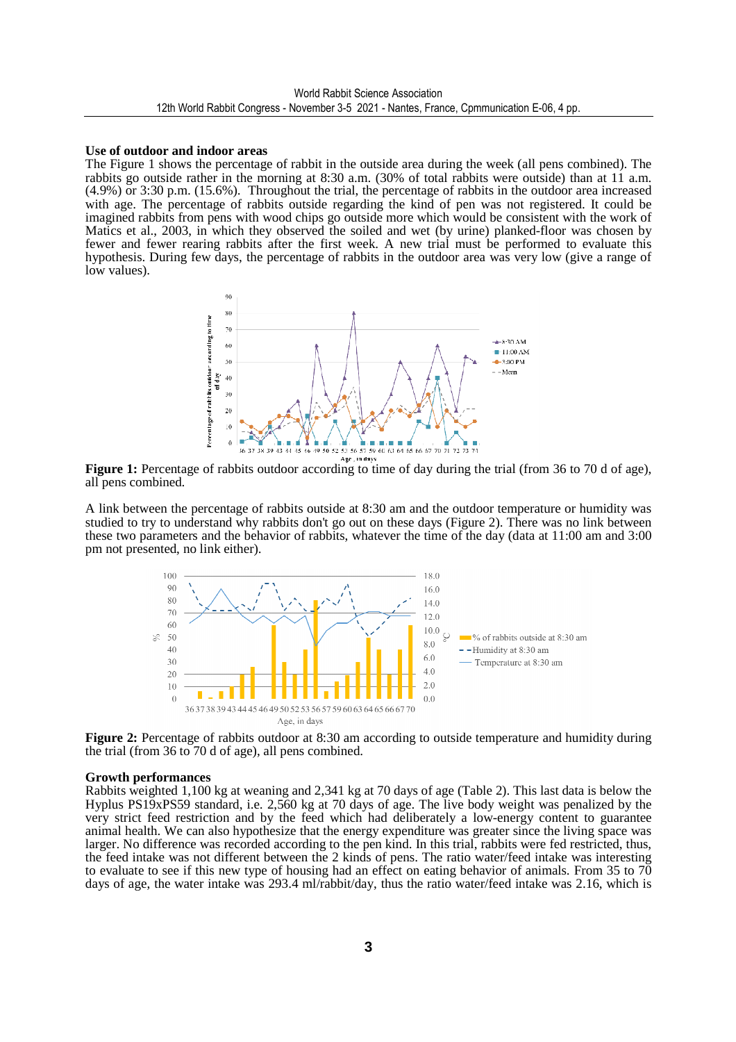**Use of outdoor and indoor areas**

The Figure 1 shows the percentage of rabbit in the outside area during the week (all pens combined). The rabbits go outside rather in the morning at 8:30 a.m. (30% of total rabbits were outside) than at 11 a.m. (4.9%) or 3:30 p.m. (15.6%). Throughout the trial, the percentage of rabbits in the outdoor area increased with age. The percentage of rabbits outside regarding the kind of pen was not registered. It could be imagined rabbits from pens with wood chips go outside more which would be consistent with the work of Matics et al., 2003, in which they observed the soiled and wet (by urine) planked-floor was chosen by fewer and fewer rearing rabbits after the first week. A new trial must be performed to evaluate this hypothesis. During few days, the percentage of rabbits in the outdoor area was very low (give a range of low values).

**Figure 1:** Percentage of rabbits outdoor according to time of day during the trial (from 36 to 70 d of age), all pens combined.

A link between the percentage of rabbits outside at 8:30 am and the outdoor temperature or humidity was studied to try to understand why rabbits don't go out on these days (Figure 2). There was no link between these two parameters and the behavior of rabbits, whatever the time of the day (data at 11:00 am and 3:00 pm not presented, no link either).

**Figure 2:** Percentage of rabbits outdoor at 8:30 am according to outside temperature and humidity during the trial (from 36 to 70 d of age), all pens combined.

**Growth performances**

Rabbits weighted 1,100 kg at weaning and 2,341 kg at 70 days of age (Table 2). This last data is below the Hyplus PS19xPS59 standard, i.e. 2,560 kg at 70 days of age. The live body weight was penalized by the very strict feed restriction and by the feed which had deliberately a low-energy content to guarantee animal health. We can also hypothesize that the energy expenditure was greater since the living space was larger. No difference was recorded according to the pen kind. In this trial, rabbits were fed restricted, thus, the feed intake was not different between the 2 kinds of pens. The ratio water/feed intake was interesting to evaluate to see if this new type of housing had an effect on eating behavior of animals. From 35 to 70 days of age, the water intake was 293.4 ml/rabbit/day, thus the ratio water/feed intake was 2.16, which is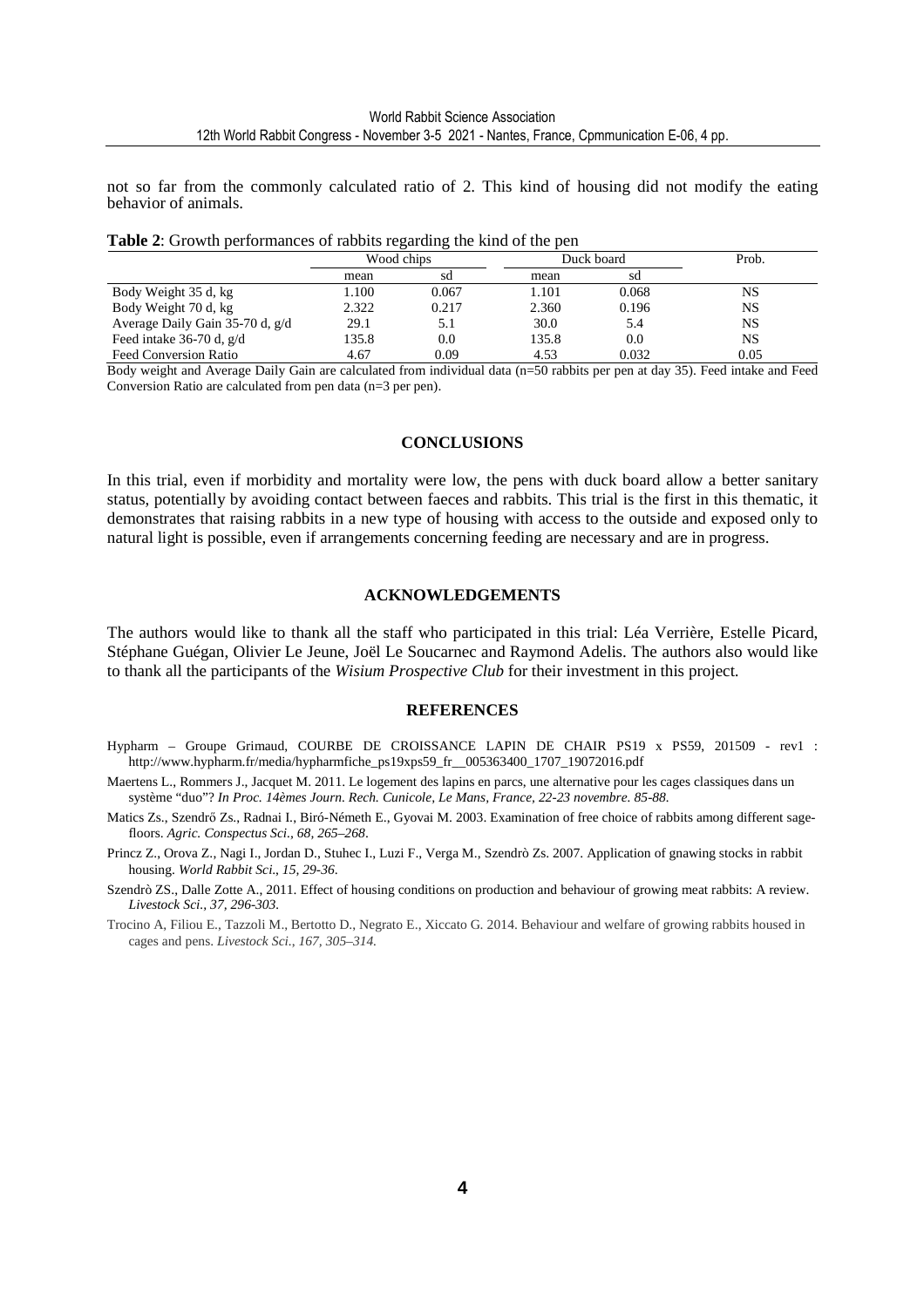not so far from the commonly calculated ratio of 2. This kind of housing did not modify the eating behavior of animals.

**Table 2**: Growth performances of rabbits regarding the kind of the pen

| | Wood chips | | Duck board | | Prob. |
|---|---|---|---|---|---|
| | mean | sd | mean | sd | |
| Body Weight 35 d, kg | 1.100 | 0.067 | 1.101 | 0.068 | NS |
| Body Weight 70 d, kg | 2.322 | 0.217 | 2.360 | 0.196 | NS |
| Average Daily Gain 35-70 d, g/d | 29.1 | 5.1 | 30.0 | 5.4 | NS |
| Feed intake 36-70 d, g/d | 135.8 | 0.0 | 135.8 | 0.0 | NS |
| Feed Conversion Ratio | 4.67 | 0.09 | 4.53 | 0.032 | 0.05 |

Body weight and Average Daily Gain are calculated from individual data (n=50 rabbits per pen at day 35). Feed intake and Feed Conversion Ratio are calculated from pen data (n=3 per pen).

## CONCLUSIONS

In this trial, even if morbidity and mortality were low, the pens with duck board allow a better sanitary status, potentially by avoiding contact between faeces and rabbits. This trial is the first in this thematic, it demonstrates that raising rabbits in a new type of housing with access to the outside and exposed only to natural light is possible, even if arrangements concerning feeding are necessary and are in progress.

## ACKNOWLEDGEMENTS

The authors would like to thank all the staff who participated in this trial: Léa Verrière, Estelle Picard, Stéphane Guégan, Olivier Le Jeune, Joël Le Soucarnec and Raymond Adelis. The authors also would like to thank all the participants of the *Wisium Prospective Club* for their investment in this project.

## REFERENCES

Hypharm – Groupe Grimaud, COURBE DE CROISSANCE LAPIN DE CHAIR PS19 x PS59, 201509 - rev1 : http://www.hypharm.fr/media/hypharmfiche_ps19xps59_fr__005363400_1707_19072016.pdf

Maertens L., Rommers J., Jacquet M. 2011. Le logement des lapins en parcs, une alternative pour les cages classiques dans un système "duo"? *In Proc. 14èmes Journ. Rech. Cunicole, Le Mans, France, 22-23 novembre. 85-88.*

Matics Zs., Szendrő Zs., Radnai I., Biró-Németh E., Gyovai M. 2003. Examination of free choice of rabbits among different sage-floors. *Agric. Conspectus Sci., 68, 265–268.*

Princz Z., Orova Z., Nagi I., Jordan D., Stuhec I., Luzi F., Verga M., Szendrò Zs. 2007. Application of gnawing stocks in rabbit housing. *World Rabbit Sci., 15, 29-36.*

Szendrò ZS., Dalle Zotte A., 2011. Effect of housing conditions on production and behaviour of growing meat rabbits: A review. *Livestock Sci., 37, 296-303.*

Trocino A, Filiou E., Tazzoli M., Bertotto D., Negrato E., Xiccato G. 2014. Behaviour and welfare of growing rabbits housed in cages and pens. *Livestock Sci., 167, 305–314.*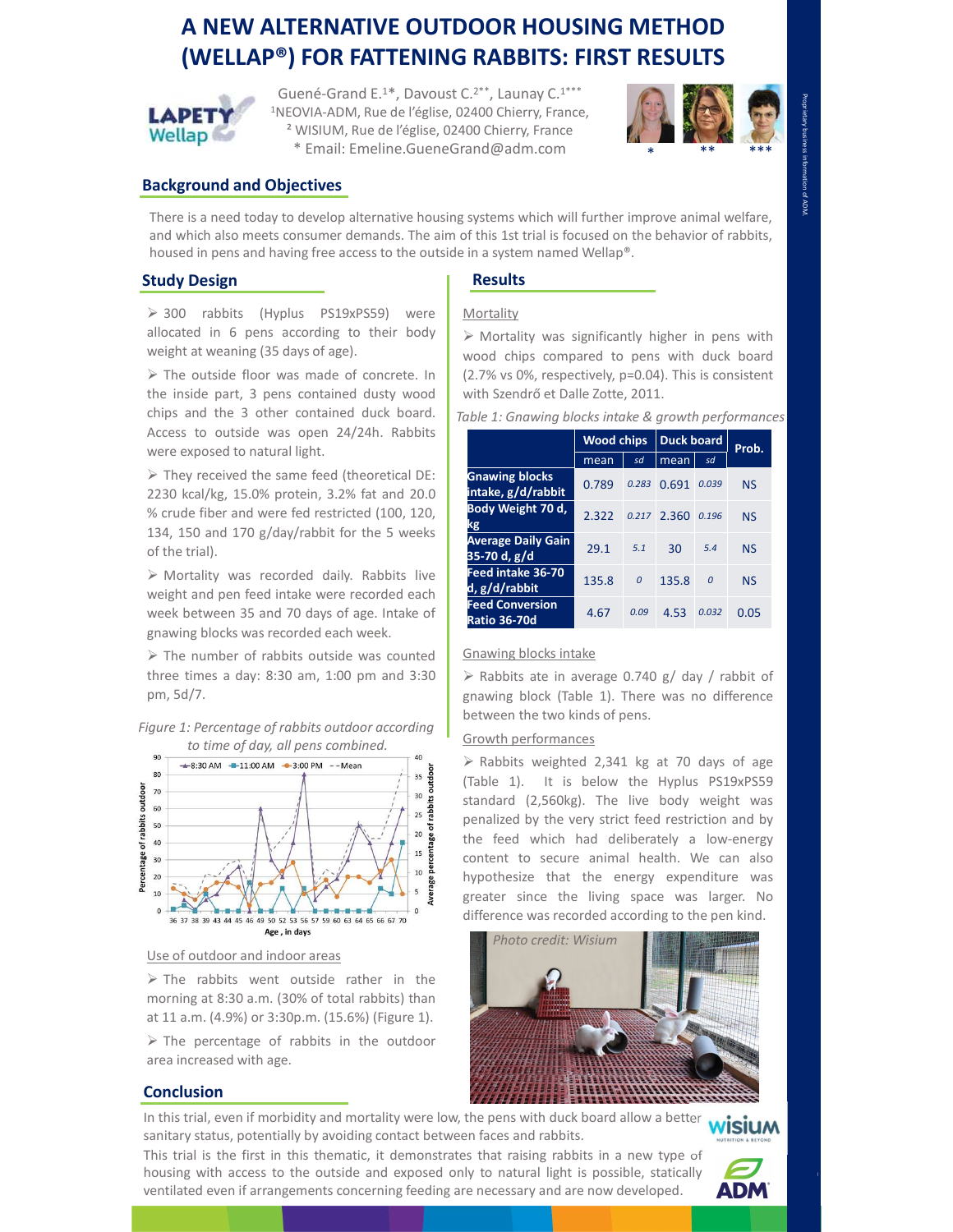# A NEW ALTERNATIVE OUTDOOR HOUSING METHOD (WELLAP®) FOR FATTENING RABBITS: FIRST RESULTS

LAPETY Wellap

Gurné-Grand E.[1]*, Davoust C.[2]**, Launay C.[1]***
[1]NEOVIA-ADM, Rue de l'église, 02400 Chierry, France,
[2] WISIUM, Rue de l'église, 02400 Chierry, France
* Email: Emeline.GueneGrand@adm.com

Proprietary business information of ADM

## Background and Objectives

There is a need today to develop alternative housing systems which will further improve animal welfare, and which also meets consumer demands. The aim of this 1st trial is focused on the behavior of rabbits, housed in pens and having free access to the outside in a system named Wellap®.

## Study Design

- 300 rabbits (Hyplus PS19xPS59) were allocated in 6 pens according to their body weight at weaning (35 days of age).
- The outside floor was made of concrete. In the inside part, 3 pens contained dusty wood chips and the 3 other contained duck board. Access to outside was open 24/24h. Rabbits were exposed to natural light.
- They received the same feed (theoretical DE: 2230 kcal/kg, 15.0% protein, 3.2% fat and 20.0 % crude fiber and were fed restricted (100, 120, 134, 150 and 170 g/day/rabbit for the 5 weeks of the trial).
- Mortality was recorded daily. Rabbits live weight and pen feed intake were recorded each week between 35 and 70 days of age. Intake of gnawing blocks was recorded each week.
- The number of rabbits outside was counted three times a day: 8:30 am, 1:00 pm and 3:30 pm, 5d/7.

*Figure 1: Percentage of rabbits outdoor according to time of day, all pens combined.*

8:30 AM
11:00 AM
3:00 PM
Mean
Percentage of rabbits outdoor
Average percentage of rabbits outdoor
Age , in days

### Use of outdoor and indoor areas

- The rabbits went outside rather in the morning at 8:30 a.m. (30% of total rabbits) than at 11 a.m. (4.9%) or 3:30p.m. (15.6%) (Figure 1).
- The percentage of rabbits in the outdoor area increased with age.

## Results

### Mortality

- Mortality was significantly higher in pens with wood chips compared to pens with duck board (2.7% vs 0%, respectively, p=0.04). This is consistent with Szendrő et Dalle Zotte, 2011.

*Table 1: Gnawing blocks intake & growth performances*

| | Wood chips | | Duck board | | Prob. |
|---|---|---|---|---|---|
| | mean | *sd* | mean | *sd* | |
| Gnawing blocks intake, g/d/rabbit | 0.789 | *0.283* | 0.691 | *0.039* | NS |
| Body Weight 70 d, kg | 2.322 | *0.217* | 2.360 | *0.196* | NS |
| Average Daily Gain 35-70 d, g/d | 29.1 | *5.1* | 30 | *5.4* | NS |
| Feed intake 36-70 d, g/d/rabbit | 135.8 | *0* | 135.8 | *0* | NS |
| Feed Conversion Ratio 36-70d | 4.67 | *0.09* | 4.53 | *0.032* | 0.05 |

### Gnawing blocks intake

- Rabbits ate in average 0.740 g/ day / rabbit of gnawing block (Table 1). There was no difference between the two kinds of pens.

### Growth performances

- Rabbits weighted 2,341 kg at 70 days of age (Table 1). It is below the Hyplus PS19xPS59 standard (2,560kg). The live body weight was penalized by the very strict feed restriction and by the feed which had deliberately a low-energy content to secure animal health. We can also hypothesize that the energy expenditure was greater since the living space was larger. No difference was recorded according to the pen kind.

*Photo credit: Wisium*

## Conclusion

In this trial, even if morbidity and mortality were low, the pens with duck board allow a better sanitary status, potentially by avoiding contact between faces and rabbits.

This trial is the first in this thematic, it demonstrates that raising rabbits in a new type of housing with access to the outside and exposed only to natural light is possible, statically ventilated even if arrangements concerning feeding are necessary and are now developed.

Wisium
ADM